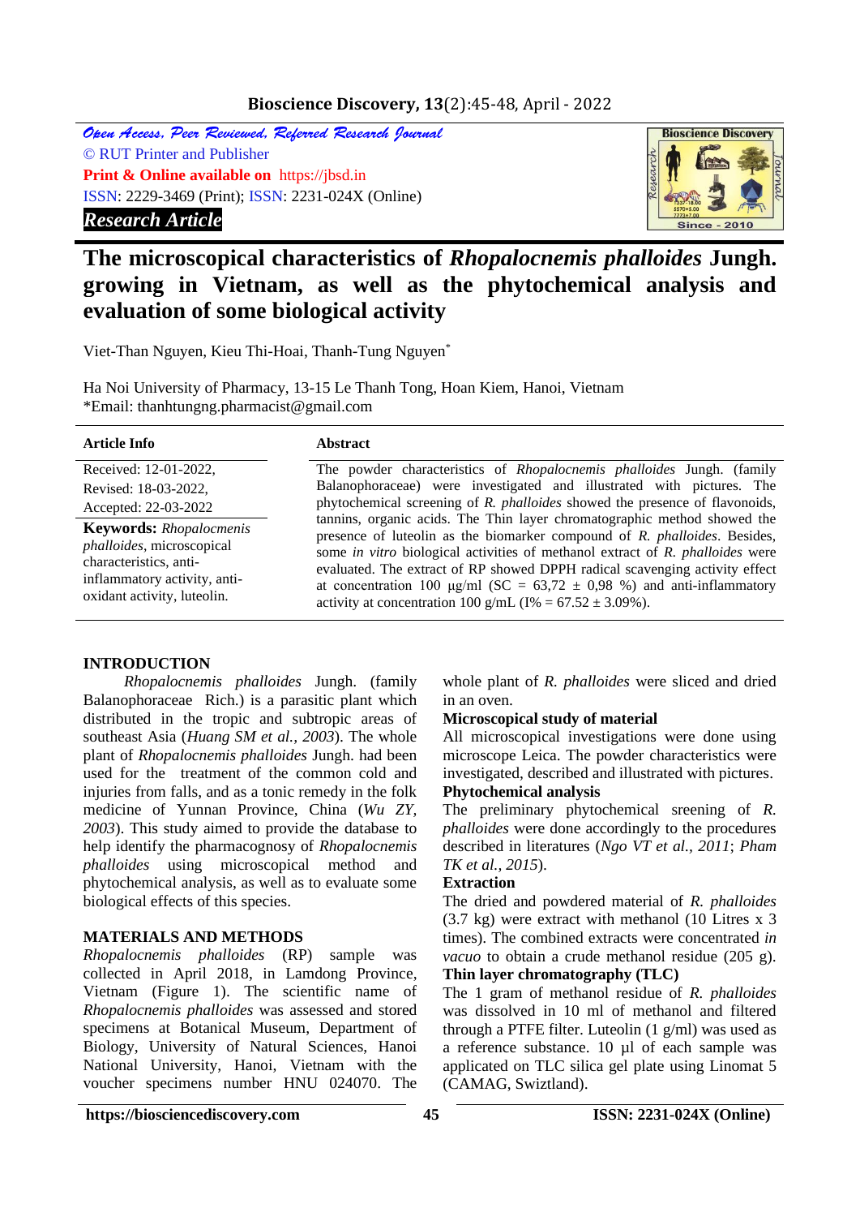*Open Access, Peer Reviewed, Refereed Research Journal*
© RUT Printer and Publisher
**Print & Online available on** https://jbsd.in
ISSN: 2229-3469 (Print); ISSN: 2231-024X (Online)
***Research Article***

# The microscopical characteristics of *Rhopalocnemis phalloides* Jungh. growing in Vietnam, as well as the phytochemical analysis and evaluation of some biological activity

Viet-Than Nguyen, Kieu Thi-Hoai, Thanh-Tung Nguyen*

Ha Noi University of Pharmacy, 13-15 Le Thanh Tong, Hoan Kiem, Hanoi, Vietnam
*Email: thanhtungng.pharmacist@gmail.com

**Article Info**

Received: 12-01-2022,
Revised: 18-03-2022,
Accepted: 22-03-2022

**Keywords:** *Rhopalocnemis phalloides*, microscopical characteristics, anti-inflammatory activity, anti-oxidant activity, luteolin.

**Abstract**

The powder characteristics of *Rhopalocnemis phalloides* Jungh. (family Balanophoraceae) were investigated and illustrated with pictures. The phytochemical screening of *R. phalloides* showed the presence of flavonoids, tannins, organic acids. The Thin layer chromatographic method showed the presence of luteolin as the biomarker compound of *R. phalloides*. Besides, some *in vitro* biological activities of methanol extract of *R. phalloides* were evaluated. The extract of RP showed DPPH radical scavenging activity effect at concentration 100 µg/ml (SC = 63,72 ± 0,98 %) and anti-inflammatory activity at concentration 100 g/mL (I% = 67.52 ± 3.09%).

## INTRODUCTION

*Rhopalocnemis phalloides* Jungh. (family Balanophoraceae Rich.) is a parasitic plant which distributed in the tropic and subtropic areas of southeast Asia (*Huang SM et al., 2003*). The whole plant of *Rhopalocnemis phalloides* Jungh. had been used for the treatment of the common cold and injuries from falls, and as a tonic remedy in the folk medicine of Yunnan Province, China (*Wu ZY, 2003*). This study aimed to provide the database to help identify the pharmacognosy of *Rhopalocnemis phalloides* using microscopical method and phytochemical analysis, as well as to evaluate some biological effects of this species.

## MATERIALS AND METHODS

*Rhopalocnemis phalloides* (RP) sample was collected in April 2018, in Lamdong Province, Vietnam (Figure 1). The scientific name of *Rhopalocnemis phalloides* was assessed and stored specimens at Botanical Museum, Department of Biology, University of Natural Sciences, Hanoi National University, Hanoi, Vietnam with the voucher specimens number HNU 024070. The whole plant of *R. phalloides* were sliced and dried in an oven.

**Microscopical study of material**

All microscopical investigations were done using microscope Leica. The powder characteristics were investigated, described and illustrated with pictures.

**Phytochemical analysis**

The preliminary phytochemical sreening of *R. phalloides* were done accordingly to the procedures described in literatures (*Ngo VT et al., 2011*; *Pham TK et al., 2015*).

**Extraction**

The dried and powdered material of *R. phalloides* (3.7 kg) were extract with methanol (10 Litres x 3 times). The combined extracts were concentrated *in vacuo* to obtain a crude methanol residue (205 g).

**Thin layer chromatography (TLC)**

The 1 gram of methanol residue of *R. phalloides* was dissolved in 10 ml of methanol and filtered through a PTFE filter. Luteolin (1 g/ml) was used as a reference substance. 10 µl of each sample was applied on TLC silica gel plate using Linomat 5 (CAMAG, Swiztland).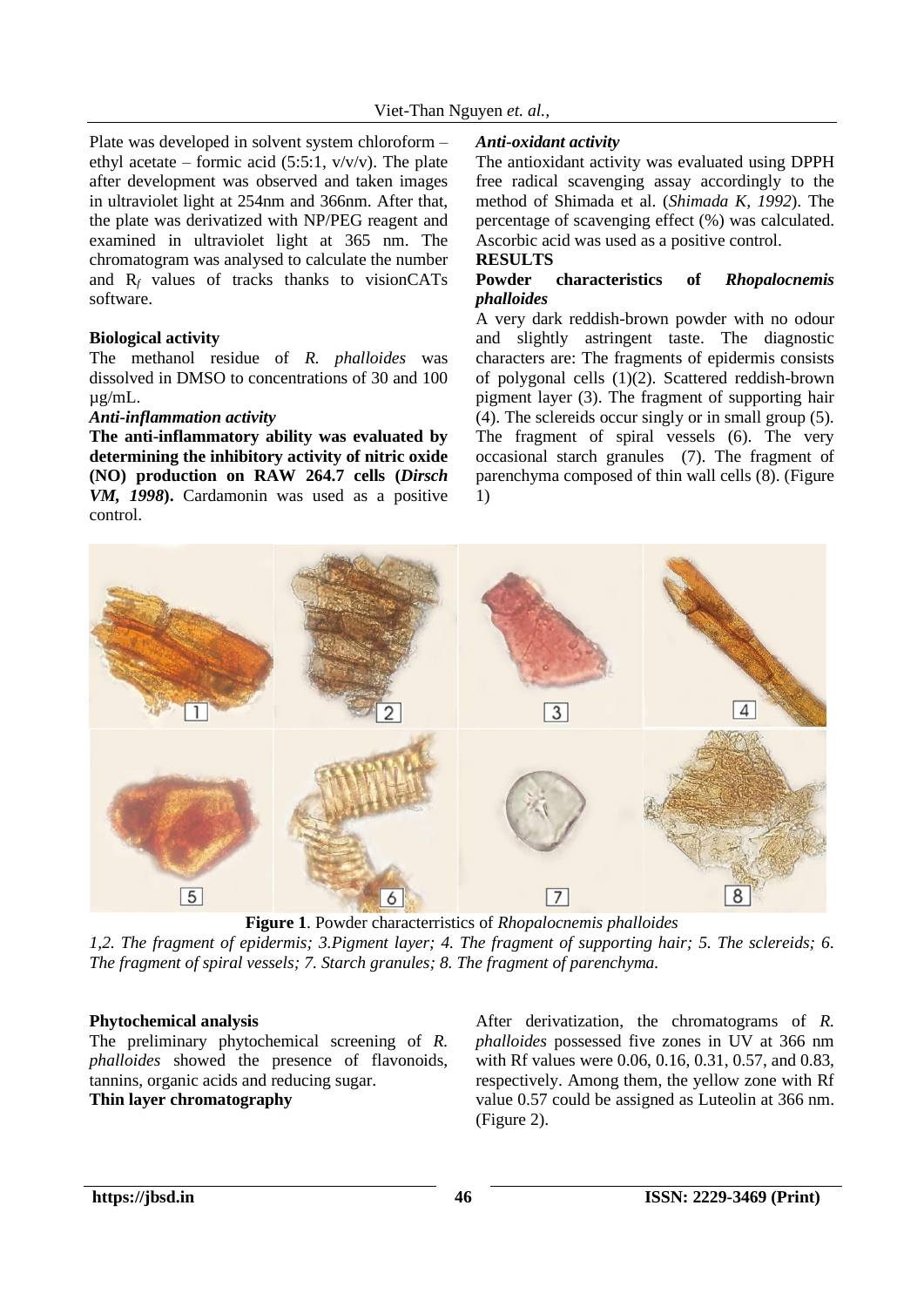Plate was developed in solvent system chloroform – ethyl acetate – formic acid (5:5:1, v/v/v). The plate after development was observed and taken images in ultraviolet light at 254nm and 366nm. After that, the plate was derivatized with NP/PEG reagent and examined in ultraviolet light at 365 nm. The chromatogram was analysed to calculate the number and $R_f$ values of tracks thanks to visionCATs software.

**Biological activity**

The methanol residue of *R. phalloides* was dissolved in DMSO to concentrations of 30 and 100 µg/mL.

***Anti-inflammation activity***

**The anti-inflammatory ability was evaluated by determining the inhibitory activity of nitric oxide (NO) production on RAW 264.7 cells (*Dirsch VM, 1998*).** Cardamonin was used as a positive control.

***Anti-oxidant activity***

The antioxidant activity was evaluated using DPPH free radical scavenging assay accordingly to the method of Shimada et al. (*Shimada K, 1992*). The percentage of scavenging effect (%) was calculated. Ascorbic acid was used as a positive control.

## RESULTS

**Powder characteristics of *Rhopalocnemis phalloides***

A very dark reddish-brown powder with no odour and slightly astringent taste. The diagnostic characters are: The fragments of epidermis consists of polygonal cells (1)(2). Scattered reddish-brown pigment layer (3). The fragment of supporting hair (4). The sclereids occur singly or in small group (5). The fragment of spiral vessels (6). The very occasional starch granules (7). The fragment of parenchyma composed of thin wall cells (8). (Figure 1)

**Figure 1**. Powder characterristics of *Rhopalocnemis phalloides*

*1,2. The fragment of epidermis; 3.Pigment layer; 4. The fragment of supporting hair; 5. The sclereids; 6. The fragment of spiral vessels; 7. Starch granules; 8. The fragment of parenchyma.*

**Phytochemical analysis**

The preliminary phytochemical screening of *R. phalloides* showed the presence of flavonoids, tannins, organic acids and reducing sugar.

**Thin layer chromatography**

After derivatization, the chromatograms of *R. phalloides* possessed five zones in UV at 366 nm with Rf values were 0.06, 0.16, 0.31, 0.57, and 0.83, respectively. Among them, the yellow zone with Rf value 0.57 could be assigned as Luteolin at 366 nm. (Figure 2).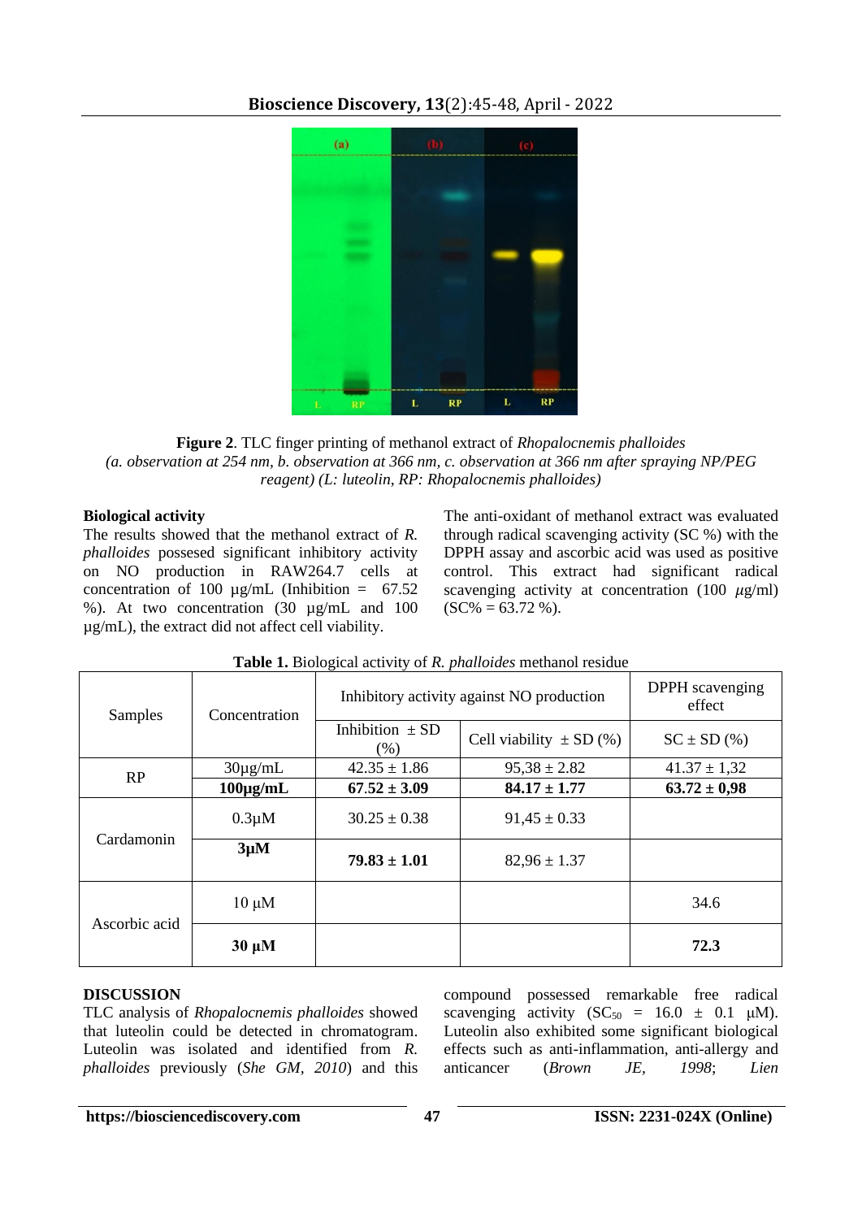**Figure 2**. TLC finger printing of methanol extract of *Rhopalocnemis phalloides*
*(a. observation at 254 nm, b. observation at 366 nm, c. observation at 366 nm after spraying NP/PEG reagent) (L: luteolin, RP: Rhopalocnemis phalloides)*

**Biological activity**

The results showed that the methanol extract of *R. phalloides* possesed significant inhibitory activity on NO production in RAW264.7 cells at concentration of 100 µg/mL (Inhibition = 67.52 %). At two concentration (30 µg/mL and 100 µg/mL), the extract did not affect cell viability.

The anti-oxidant of methanol extract was evaluated through radical scavenging activity (SC %) with the DPPH assay and ascorbic acid was used as positive control. This extract had significant radical scavenging activity at concentration (100 *µ*g/ml) (SC% = 63.72 %).

**Table 1.** Biological activity of *R. phalloides* methanol residue

| Samples | Concentration | Inhibitory activity against NO production | | DPPH scavenging effect |
|---|---|---|---|---|
| | | Inhibition ± SD (%) | Cell viability ± SD (%) | SC ± SD (%) |
| RP | 30µg/mL | 42.35 ± 1.86 | 95,38 ± 2.82 | 41.37 ± 1,32 |
| | **100µg/mL** | **67.52 ± 3.09** | **84.17 ± 1.77** | **63.72 ± 0,98** |
| Cardamonin | 0.3µM | 30.25 ± 0.38 | 91,45 ± 0.33 | |
| | **3µM** | **79.83 ± 1.01** | 82,96 ± 1.37 | |
| Ascorbic acid | 10 µM | | | 34.6 |
| | **30 µM** | | | **72.3** |

**DISCUSSION**

TLC analysis of *Rhopalocnemis phalloides* showed that luteolin could be detected in chromatogram. Luteolin was isolated and identified from *R. phalloides* previously (*She GM, 2010*) and this compound possessed remarkable free radical scavenging activity ($SC_{50}$ = 16.0 ± 0.1 µM). Luteolin also exhibited some significant biological effects such as anti-inflammation, anti-allergy and anticancer (*Brown JE, 1998*; *Lien*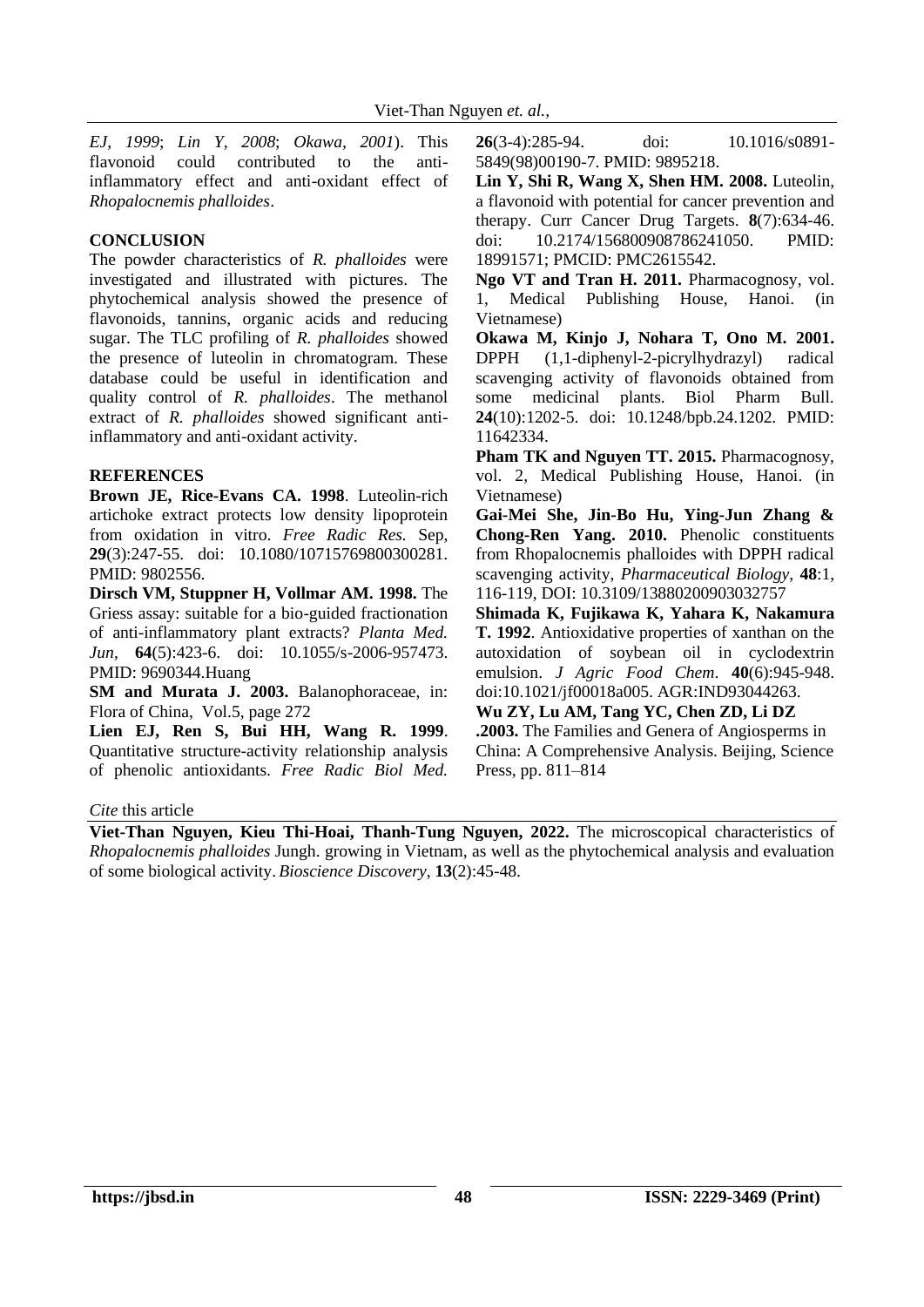*EJ, 1999*; *Lin Y, 2008*; *Okawa, 2001*). This flavonoid could contributed to the anti-inflammatory effect and anti-oxidant effect of *Rhopalocnemis phalloides*.

## CONCLUSION

The powder characteristics of *R. phalloides* were investigated and illustrated with pictures. The phytochemical analysis showed the presence of flavonoids, tannins, organic acids and reducing sugar. The TLC profiling of *R. phalloides* showed the presence of luteolin in chromatogram. These database could be useful in identification and quality control of *R. phalloides*. The methanol extract of *R. phalloides* showed significant anti-inflammatory and anti-oxidant activity.

## REFERENCES

**Brown JE, Rice-Evans CA. 1998**. Luteolin-rich artichoke extract protects low density lipoprotein from oxidation in vitro. *Free Radic Res.* Sep, **29**(3):247-55. doi: 10.1080/10715769800300281. PMID: 9802556.

**Dirsch VM, Stuppner H, Vollmar AM. 1998.** The Griess assay: suitable for a bio-guided fractionation of anti-inflammatory plant extracts? *Planta Med. Jun*, **64**(5):423-6. doi: 10.1055/s-2006-957473. PMID: 9690344.Huang

**SM and Murata J. 2003.** Balanophoraceae, in: Flora of China, Vol.5, page 272

**Lien EJ, Ren S, Bui HH, Wang R. 1999**. Quantitative structure-activity relationship analysis of phenolic antioxidants. *Free Radic Biol Med.* **26**(3-4):285-94. doi: 10.1016/s0891-5849(98)00190-7. PMID: 9895218.

**Lin Y, Shi R, Wang X, Shen HM. 2008.** Luteolin, a flavonoid with potential for cancer prevention and therapy. Curr Cancer Drug Targets. **8**(7):634-46. doi: 10.2174/156800908786241050. PMID: 18991571; PMCID: PMC2615542.

**Ngo VT and Tran H. 2011.** Pharmacognosy, vol. 1, Medical Publishing House, Hanoi. (in Vietnamese)

**Okawa M, Kinjo J, Nohara T, Ono M. 2001.** DPPH (1,1-diphenyl-2-picrylhydrazyl) radical scavenging activity of flavonoids obtained from some medicinal plants. Biol Pharm Bull. **24**(10):1202-5. doi: 10.1248/bpb.24.1202. PMID: 11642334.

**Pham TK and Nguyen TT. 2015.** Pharmacognosy, vol. 2, Medical Publishing House, Hanoi. (in Vietnamese)

**Gai-Mei She, Jin-Bo Hu, Ying-Jun Zhang & Chong-Ren Yang. 2010.** Phenolic constituents from Rhopalocnemis phalloides with DPPH radical scavenging activity, *Pharmaceutical Biology*, **48**:1, 116-119, DOI: 10.3109/13880200903032757

**Shimada K, Fujikawa K, Yahara K, Nakamura T. 1992**. Antioxidative properties of xanthan on the autoxidation of soybean oil in cyclodextrin emulsion. *J Agric Food Chem*. **40**(6):945-948. doi:10.1021/jf00018a005. AGR:IND93044263.

**Wu ZY, Lu AM, Tang YC, Chen ZD, Li DZ .2003.** The Families and Genera of Angiosperms in China: A Comprehensive Analysis. Beijing, Science Press, pp. 811–814

*Cite* this article

**Viet-Than Nguyen, Kieu Thi-Hoai, Thanh-Tung Nguyen, 2022.** The microscopical characteristics of *Rhopalocnemis phalloides* Jungh. growing in Vietnam, as well as the phytochemical analysis and evaluation of some biological activity. *Bioscience Discovery*, **13**(2):45-48.